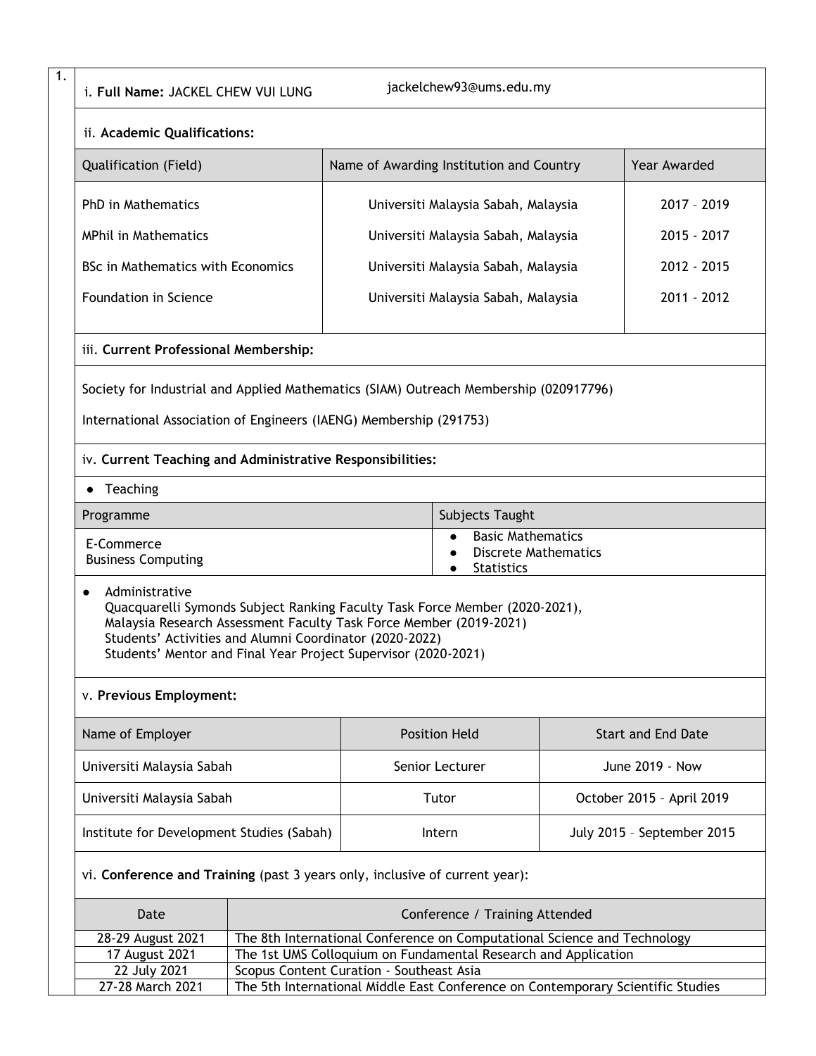1.

i. **Full Name:** JACKEL CHEW VUI LUNG jackelchew93@ums.edu.my

ii. **Academic Qualifications:**

| Qualification (Field) | Name of Awarding Institution and Country | Year Awarded |
|---|---|---|
| PhD in Mathematics | Universiti Malaysia Sabah, Malaysia | 2017 – 2019 |
| MPhil in Mathematics | Universiti Malaysia Sabah, Malaysia | 2015 - 2017 |
| BSc in Mathematics with Economics | Universiti Malaysia Sabah, Malaysia | 2012 - 2015 |
| Foundation in Science | Universiti Malaysia Sabah, Malaysia | 2011 - 2012 |

iii. **Current Professional Membership:**

Society for Industrial and Applied Mathematics (SIAM) Outreach Membership (020917796)

International Association of Engineers (IAENG) Membership (291753)

iv. **Current Teaching and Administrative Responsibilities:**

- Teaching

| Programme | Subjects Taught |
|---|---|
| E-Commerce<br>Business Computing | • Basic Mathematics<br>• Discrete Mathematics<br>• Statistics |

- Administrative
  Quacquarelli Symonds Subject Ranking Faculty Task Force Member (2020-2021),
  Malaysia Research Assessment Faculty Task Force Member (2019-2021)
  Students' Activities and Alumni Coordinator (2020-2022)
  Students' Mentor and Final Year Project Supervisor (2020-2021)

v. **Previous Employment:**

| Name of Employer | Position Held | Start and End Date |
|---|---|---|
| Universiti Malaysia Sabah | Senior Lecturer | June 2019 - Now |
| Universiti Malaysia Sabah | Tutor | October 2015 – April 2019 |
| Institute for Development Studies (Sabah) | Intern | July 2015 – September 2015 |

vi. **Conference and Training** (past 3 years only, inclusive of current year):

| Date | Conference / Training Attended |
|---|---|
| 28-29 August 2021 | The 8th International Conference on Computational Science and Technology |
| 17 August 2021 | The 1st UMS Colloquium on Fundamental Research and Application |
| 22 July 2021 | Scopus Content Curation - Southeast Asia |
| 27-28 March 2021 | The 5th International Middle East Conference on Contemporary Scientific Studies |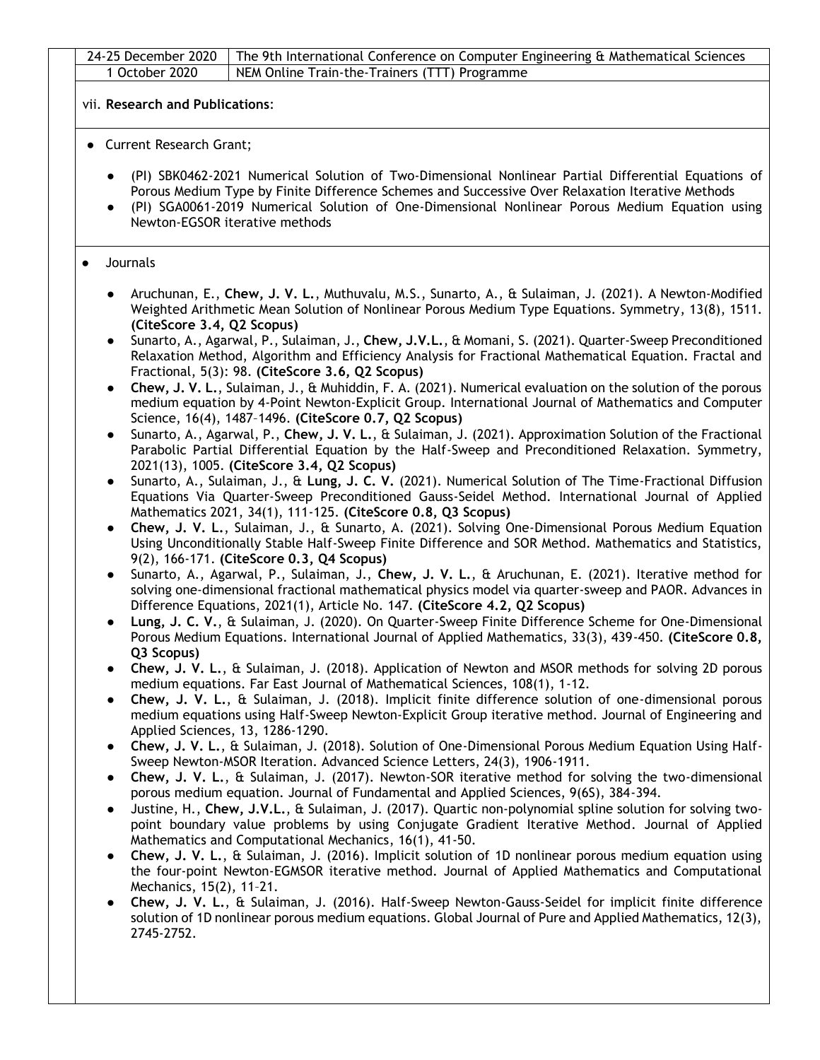| 24-25 December 2020 | The 9th International Conference on Computer Engineering & Mathematical Sciences |
|---|---|
| 1 October 2020 | NEM Online Train-the-Trainers (TTT) Programme |

vii. **Research and Publications**:

- Current Research Grant;
  - (PI) SBK0462-2021 Numerical Solution of Two-Dimensional Nonlinear Partial Differential Equations of Porous Medium Type by Finite Difference Schemes and Successive Over Relaxation Iterative Methods
  - (PI) SGA0061-2019 Numerical Solution of One-Dimensional Nonlinear Porous Medium Equation using Newton-EGSOR iterative methods

- Journals
  - Aruchunan, E., **Chew, J. V. L.**, Muthuvalu, M.S., Sunarto, A., & Sulaiman, J. (2021). A Newton-Modified Weighted Arithmetic Mean Solution of Nonlinear Porous Medium Type Equations. Symmetry, 13(8), 1511. **(CiteScore 3.4, Q2 Scopus)**
  - Sunarto, A., Agarwal, P., Sulaiman, J., **Chew, J.V.L.**, & Momani, S. (2021). Quarter-Sweep Preconditioned Relaxation Method, Algorithm and Efficiency Analysis for Fractional Mathematical Equation. Fractal and Fractional, 5(3): 98. **(CiteScore 3.6, Q2 Scopus)**
  - **Chew, J. V. L.**, Sulaiman, J., & Muhiddin, F. A. (2021). Numerical evaluation on the solution of the porous medium equation by 4-Point Newton-Explicit Group. International Journal of Mathematics and Computer Science, 16(4), 1487–1496. **(CiteScore 0.7, Q2 Scopus)**
  - Sunarto, A., Agarwal, P., **Chew, J. V. L.**, & Sulaiman, J. (2021). Approximation Solution of the Fractional Parabolic Partial Differential Equation by the Half-Sweep and Preconditioned Relaxation. Symmetry, 2021(13), 1005. **(CiteScore 3.4, Q2 Scopus)**
  - Sunarto, A., Sulaiman, J., & **Lung, J. C. V.** (2021). Numerical Solution of The Time-Fractional Diffusion Equations Via Quarter-Sweep Preconditioned Gauss-Seidel Method. International Journal of Applied Mathematics 2021, 34(1), 111-125. **(CiteScore 0.8, Q3 Scopus)**
  - **Chew, J. V. L.**, Sulaiman, J., & Sunarto, A. (2021). Solving One-Dimensional Porous Medium Equation Using Unconditionally Stable Half-Sweep Finite Difference and SOR Method. Mathematics and Statistics, 9(2), 166-171. **(CiteScore 0.3, Q4 Scopus)**
  - Sunarto, A., Agarwal, P., Sulaiman, J., **Chew, J. V. L.**, & Aruchunan, E. (2021). Iterative method for solving one-dimensional fractional mathematical physics model via quarter-sweep and PAOR. Advances in Difference Equations, 2021(1), Article No. 147. **(CiteScore 4.2, Q2 Scopus)**
  - **Lung, J. C. V.**, & Sulaiman, J. (2020). On Quarter-Sweep Finite Difference Scheme for One-Dimensional Porous Medium Equations. International Journal of Applied Mathematics, 33(3), 439-450. **(CiteScore 0.8, Q3 Scopus)**
  - **Chew, J. V. L.**, & Sulaiman, J. (2018). Application of Newton and MSOR methods for solving 2D porous medium equations. Far East Journal of Mathematical Sciences, 108(1), 1-12.
  - **Chew, J. V. L.**, & Sulaiman, J. (2018). Implicit finite difference solution of one-dimensional porous medium equations using Half-Sweep Newton-Explicit Group iterative method. Journal of Engineering and Applied Sciences, 13, 1286-1290.
  - **Chew, J. V. L.**, & Sulaiman, J. (2018). Solution of One-Dimensional Porous Medium Equation Using Half-Sweep Newton-MSOR Iteration. Advanced Science Letters, 24(3), 1906-1911.
  - **Chew, J. V. L.**, & Sulaiman, J. (2017). Newton-SOR iterative method for solving the two-dimensional porous medium equation. Journal of Fundamental and Applied Sciences, 9(6S), 384-394.
  - Justine, H., **Chew, J.V.L.**, & Sulaiman, J. (2017). Quartic non-polynomial spline solution for solving two-point boundary value problems by using Conjugate Gradient Iterative Method. Journal of Applied Mathematics and Computational Mechanics, 16(1), 41-50.
  - **Chew, J. V. L.**, & Sulaiman, J. (2016). Implicit solution of 1D nonlinear porous medium equation using the four-point Newton-EGMSOR iterative method. Journal of Applied Mathematics and Computational Mechanics, 15(2), 11–21.
  - **Chew, J. V. L.**, & Sulaiman, J. (2016). Half-Sweep Newton-Gauss-Seidel for implicit finite difference solution of 1D nonlinear porous medium equations. Global Journal of Pure and Applied Mathematics, 12(3), 2745-2752.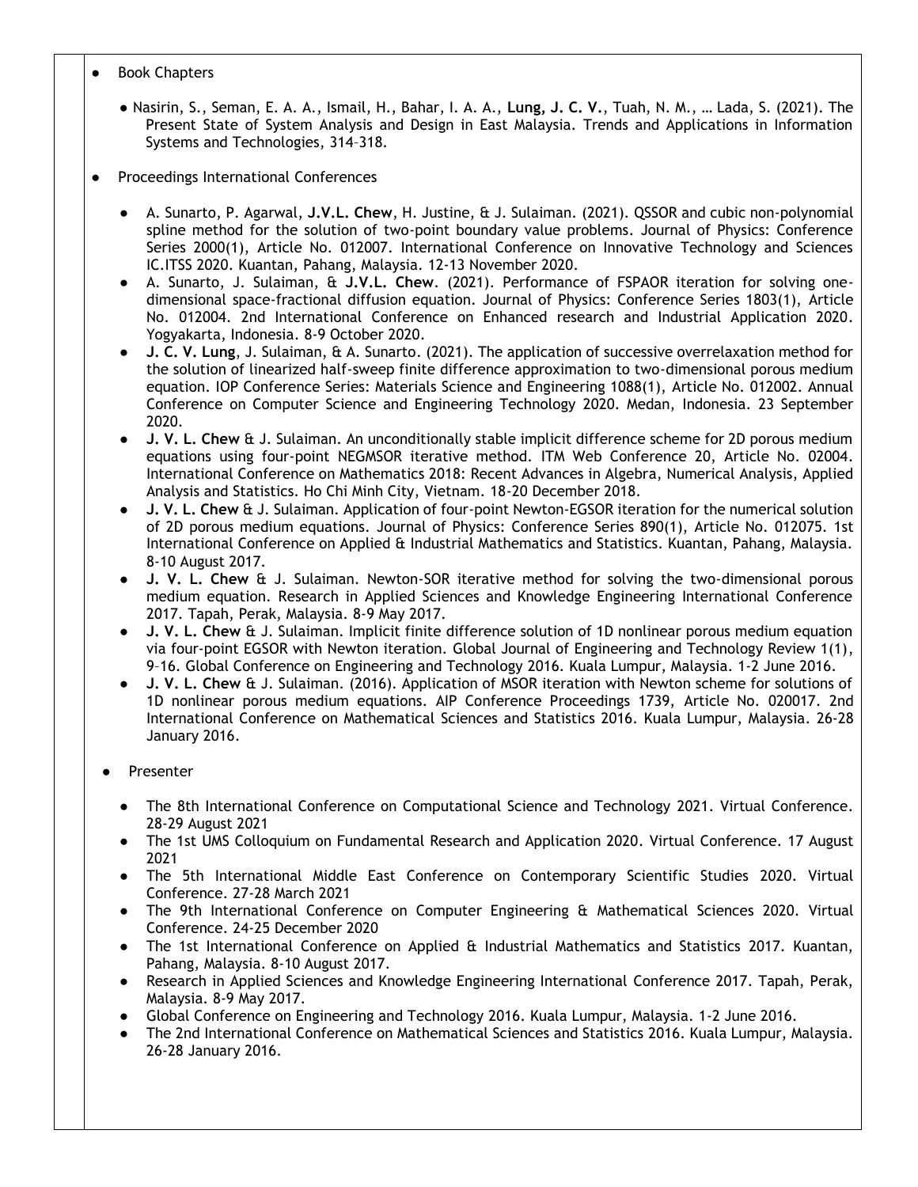- Book Chapters

    - Nasirin, S., Seman, E. A. A., Ismail, H., Bahar, I. A. A., **Lung, J. C. V.**, Tuah, N. M., … Lada, S. (2021). The Present State of System Analysis and Design in East Malaysia. Trends and Applications in Information Systems and Technologies, 314–318.

- Proceedings International Conferences

    - A. Sunarto, P. Agarwal, **J.V.L. Chew**, H. Justine, & J. Sulaiman. (2021). QSSOR and cubic non-polynomial spline method for the solution of two-point boundary value problems. Journal of Physics: Conference Series 2000(1), Article No. 012007. International Conference on Innovative Technology and Sciences IC.ITSS 2020. Kuantan, Pahang, Malaysia. 12-13 November 2020.
    - A. Sunarto, J. Sulaiman, & **J.V.L. Chew**. (2021). Performance of FSPAOR iteration for solving one-dimensional space-fractional diffusion equation. Journal of Physics: Conference Series 1803(1), Article No. 012004. 2nd International Conference on Enhanced research and Industrial Application 2020. Yogyakarta, Indonesia. 8-9 October 2020.
    - **J. C. V. Lung**, J. Sulaiman, & A. Sunarto. (2021). The application of successive overrelaxation method for the solution of linearized half-sweep finite difference approximation to two-dimensional porous medium equation. IOP Conference Series: Materials Science and Engineering 1088(1), Article No. 012002. Annual Conference on Computer Science and Engineering Technology 2020. Medan, Indonesia. 23 September 2020.
    - **J. V. L. Chew** & J. Sulaiman. An unconditionally stable implicit difference scheme for 2D porous medium equations using four-point NEGMSOR iterative method. ITM Web Conference 20, Article No. 02004. International Conference on Mathematics 2018: Recent Advances in Algebra, Numerical Analysis, Applied Analysis and Statistics. Ho Chi Minh City, Vietnam. 18-20 December 2018.
    - **J. V. L. Chew** & J. Sulaiman. Application of four-point Newton-EGSOR iteration for the numerical solution of 2D porous medium equations. Journal of Physics: Conference Series 890(1), Article No. 012075. 1st International Conference on Applied & Industrial Mathematics and Statistics. Kuantan, Pahang, Malaysia. 8-10 August 2017.
    - **J. V. L. Chew** & J. Sulaiman. Newton-SOR iterative method for solving the two-dimensional porous medium equation. Research in Applied Sciences and Knowledge Engineering International Conference 2017. Tapah, Perak, Malaysia. 8-9 May 2017.
    - **J. V. L. Chew** & J. Sulaiman. Implicit finite difference solution of 1D nonlinear porous medium equation via four-point EGSOR with Newton iteration. Global Journal of Engineering and Technology Review 1(1), 9–16. Global Conference on Engineering and Technology 2016. Kuala Lumpur, Malaysia. 1-2 June 2016.
    - **J. V. L. Chew** & J. Sulaiman. (2016). Application of MSOR iteration with Newton scheme for solutions of 1D nonlinear porous medium equations. AIP Conference Proceedings 1739, Article No. 020017. 2nd International Conference on Mathematical Sciences and Statistics 2016. Kuala Lumpur, Malaysia. 26-28 January 2016.

- Presenter

    - The 8th International Conference on Computational Science and Technology 2021. Virtual Conference. 28-29 August 2021
    - The 1st UMS Colloquium on Fundamental Research and Application 2020. Virtual Conference. 17 August 2021
    - The 5th International Middle East Conference on Contemporary Scientific Studies 2020. Virtual Conference. 27-28 March 2021
    - The 9th International Conference on Computer Engineering & Mathematical Sciences 2020. Virtual Conference. 24-25 December 2020
    - The 1st International Conference on Applied & Industrial Mathematics and Statistics 2017. Kuantan, Pahang, Malaysia. 8-10 August 2017.
    - Research in Applied Sciences and Knowledge Engineering International Conference 2017. Tapah, Perak, Malaysia. 8-9 May 2017.
    - Global Conference on Engineering and Technology 2016. Kuala Lumpur, Malaysia. 1-2 June 2016.
    - The 2nd International Conference on Mathematical Sciences and Statistics 2016. Kuala Lumpur, Malaysia. 26-28 January 2016.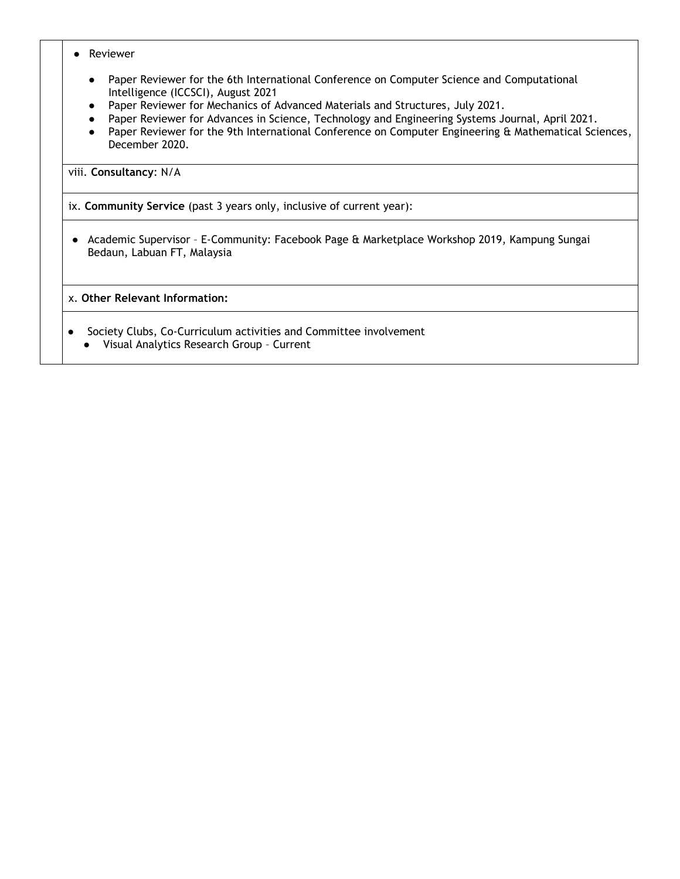- Reviewer
  - Paper Reviewer for the 6th International Conference on Computer Science and Computational Intelligence (ICCSCI), August 2021
  - Paper Reviewer for Mechanics of Advanced Materials and Structures, July 2021.
  - Paper Reviewer for Advances in Science, Technology and Engineering Systems Journal, April 2021.
  - Paper Reviewer for the 9th International Conference on Computer Engineering & Mathematical Sciences, December 2020.

viii. **Consultancy**: N/A

ix. **Community Service** (past 3 years only, inclusive of current year):

- Academic Supervisor – E-Community: Facebook Page & Marketplace Workshop 2019, Kampung Sungai Bedaun, Labuan FT, Malaysia

x. **Other Relevant Information:**

- Society Clubs, Co-Curriculum activities and Committee involvement
  - Visual Analytics Research Group – Current